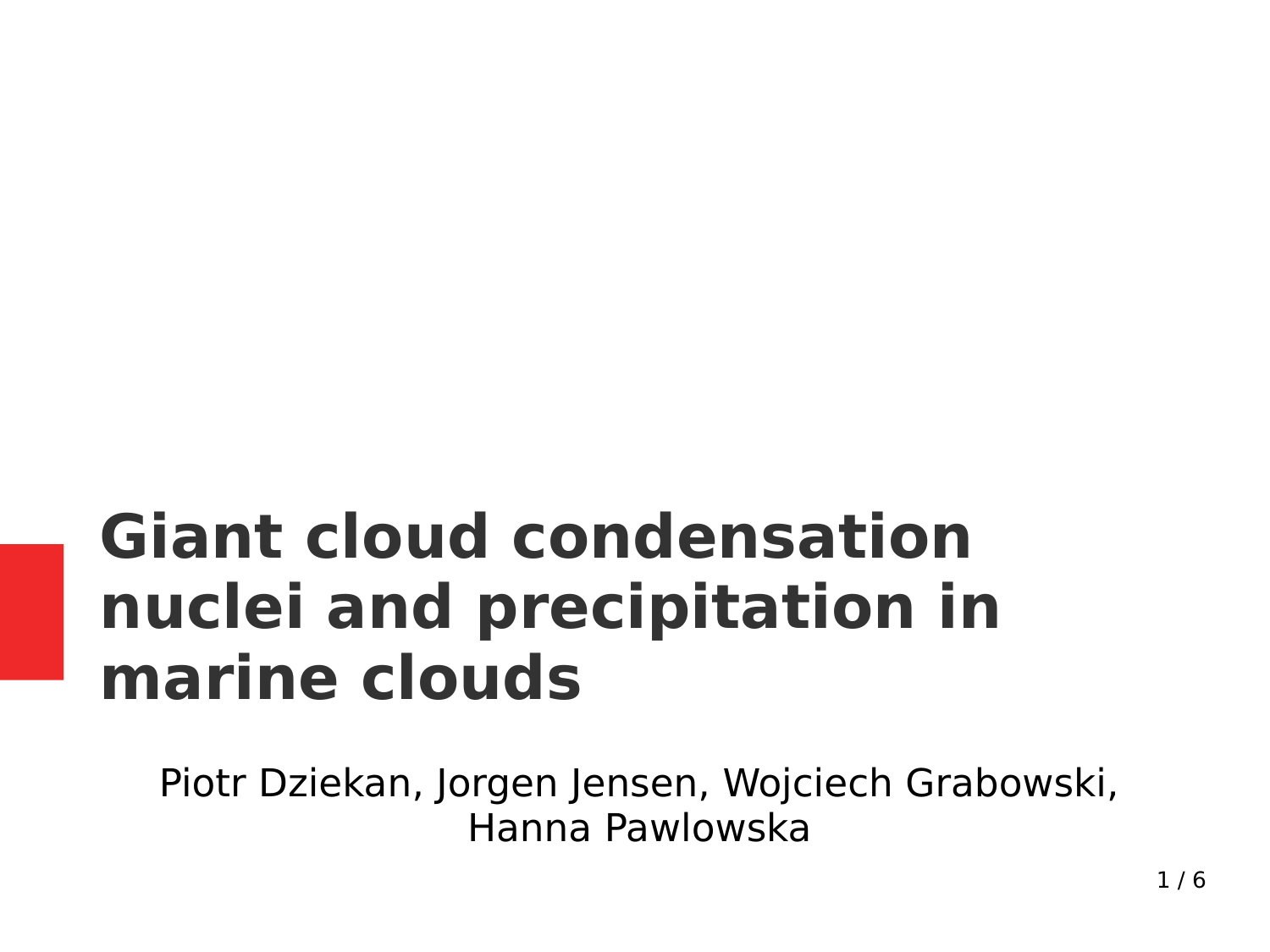# Giant cloud condensation nuclei and precipitation in marine clouds

Piotr Dziekan, Jorgen Jensen, Wojciech Grabowski, Hanna Pawlowska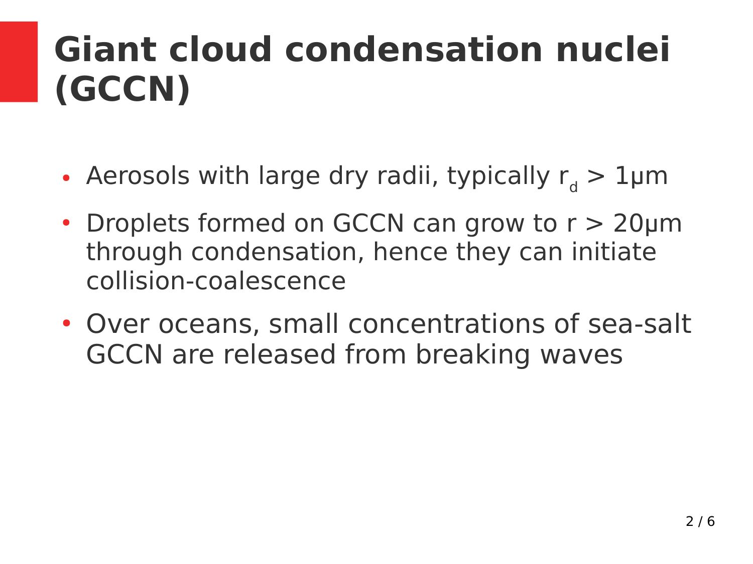# Giant cloud condensation nuclei (GCCN)

- Aerosols with large dry radii, typically $r_d > 1\mu m$
- Droplets formed on GCCN can grow to $r > 20\mu m$ through condensation, hence they can initiate collision-coalescence
- Over oceans, small concentrations of sea-salt GCCN are released from breaking waves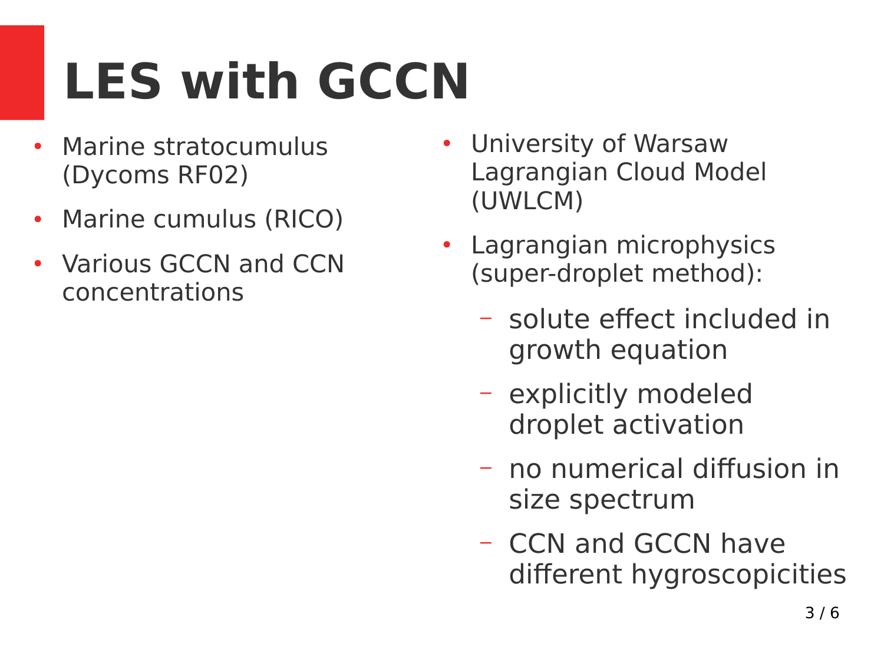# LES with GCCN

- Marine stratocumulus (Dycoms RF02)
- Marine cumulus (RICO)
- Various GCCN and CCN concentrations

- University of Warsaw Lagrangian Cloud Model (UWLCM)
- Lagrangian microphysics (super-droplet method):
  - solute effect included in growth equation
  - explicitly modeled droplet activation
  - no numerical diffusion in size spectrum
  - CCN and GCCN have different hygroscopicities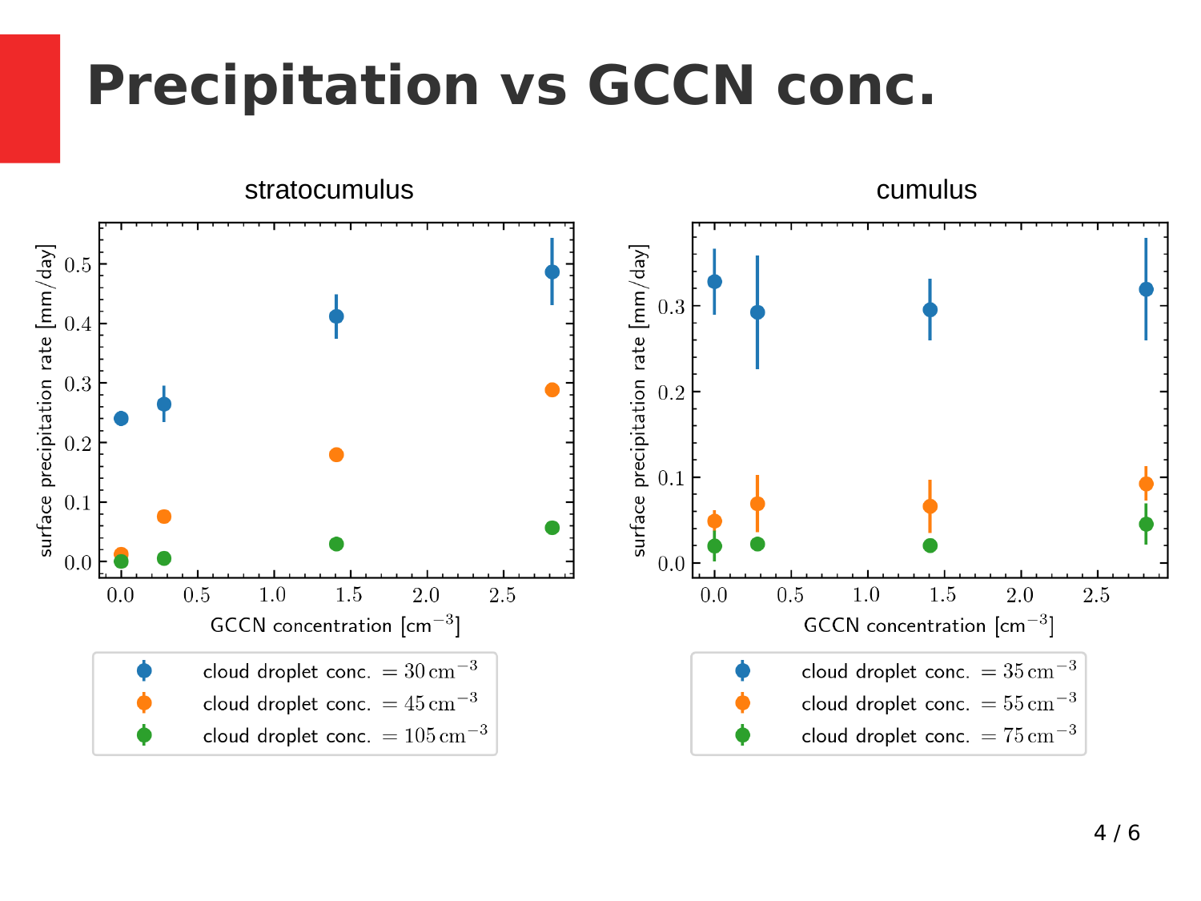# Precipitation vs GCCN conc.

stratocumulus

surface precipitation rate [mm/day]

GCCN concentration [$cm^{-3}$]

- cloud droplet conc. $= 30\,cm^{-3}$
- cloud droplet conc. $= 45\,cm^{-3}$
- cloud droplet conc. $= 105\,cm^{-3}$

cumulus

surface precipitation rate [mm/day]

GCCN concentration [$cm^{-3}$]

- cloud droplet conc. $= 35\,cm^{-3}$
- cloud droplet conc. $= 55\,cm^{-3}$
- cloud droplet conc. $= 75\,cm^{-3}$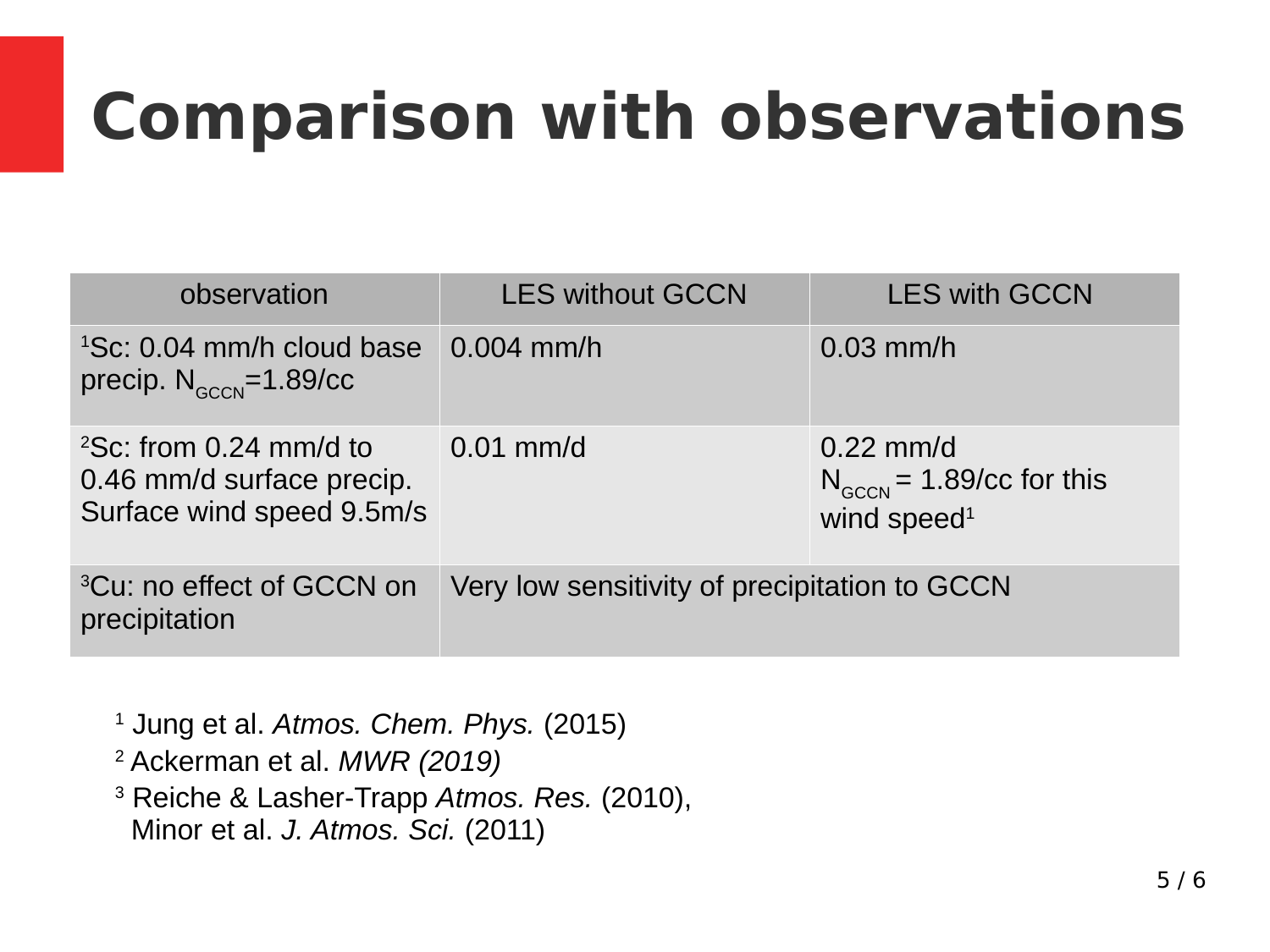# Comparison with observations

| observation | LES without GCCN | LES with GCCN |
| --- | --- | --- |
| [1]Sc: 0.04 mm/h cloud base precip. $N_{GCCN}$=1.89/cc | 0.004 mm/h | 0.03 mm/h |
| [2]Sc: from 0.24 mm/d to 0.46 mm/d surface precip. Surface wind speed 9.5m/s | 0.01 mm/d | 0.22 mm/d $N_{GCCN}$ = 1.89/cc for this wind speed[1] |
| [3]Cu: no effect of GCCN on precipitation | Very low sensitivity of precipitation to GCCN | |

[1] Jung et al. *Atmos. Chem. Phys.* (2015)

[2] Ackerman et al. *MWR (2019)*

[3] Reiche & Lasher-Trapp *Atmos. Res.* (2010), Minor et al. *J. Atmos. Sci.* (2011)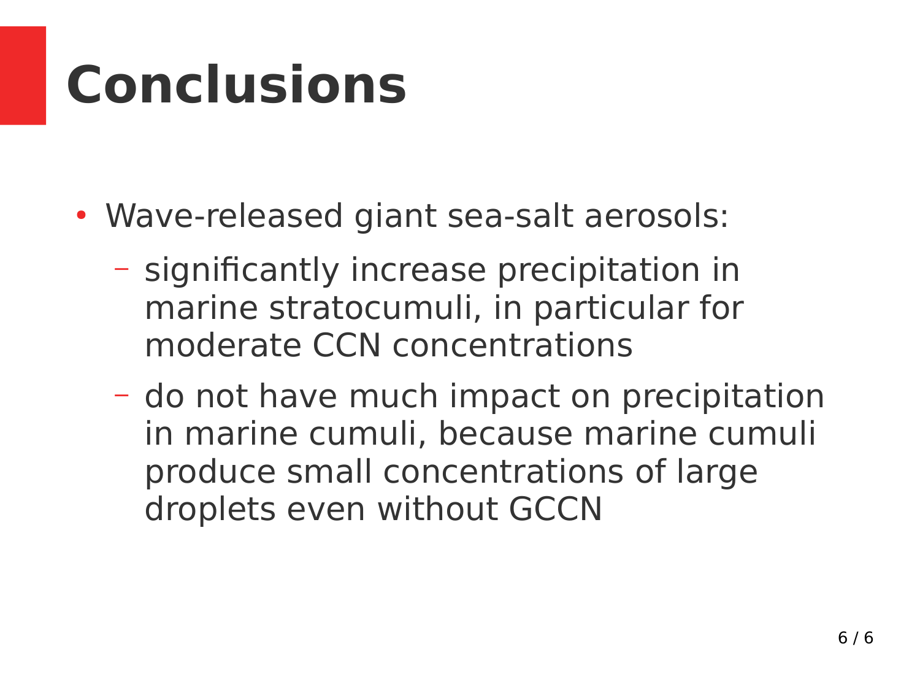# Conclusions

- Wave-released giant sea-salt aerosols:
  - significantly increase precipitation in marine stratocumuli, in particular for moderate CCN concentrations
  - do not have much impact on precipitation in marine cumuli, because marine cumuli produce small concentrations of large droplets even without GCCN